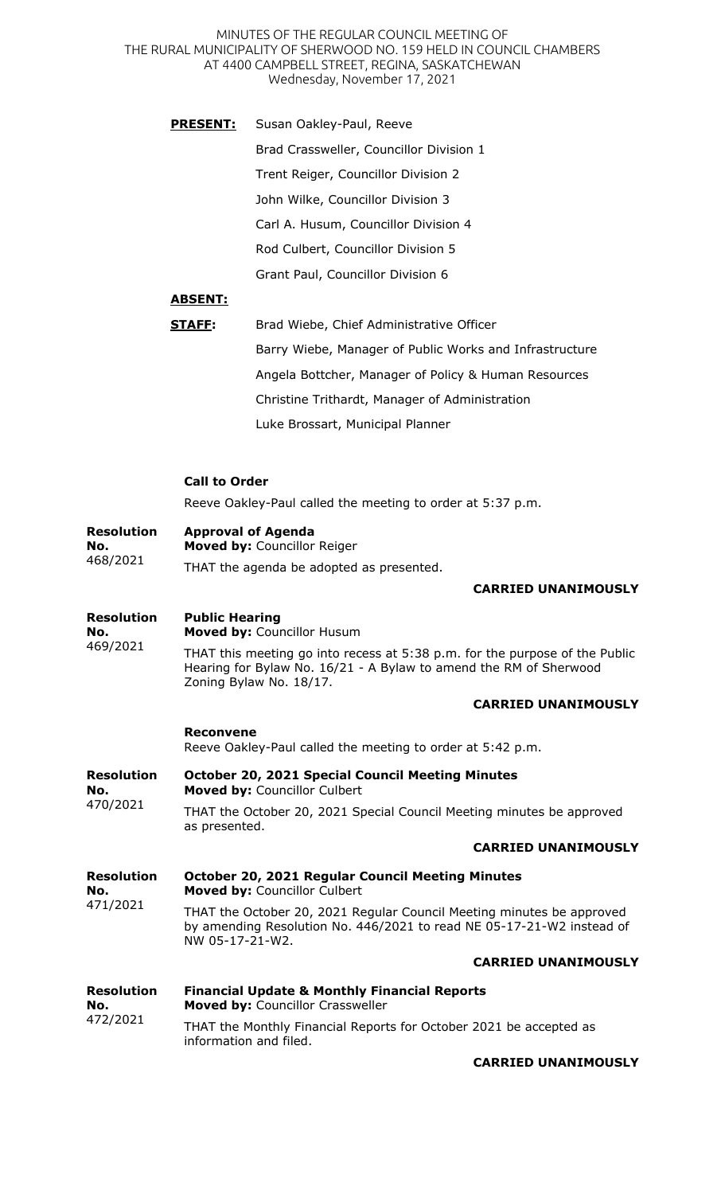MINUTES OF THE REGULAR COUNCIL MEETING OF THE RURAL MUNICIPALITY OF SHERWOOD NO. 159 HELD IN COUNCIL CHAMBERS AT 4400 CAMPBELL STREET, REGINA, SASKATCHEWAN
Wednesday, November 17, 2021

**PRESENT:** Susan Oakley-Paul, Reeve
Brad Crassweller, Councillor Division 1
Trent Reiger, Councillor Division 2
John Wilke, Councillor Division 3
Carl A. Husum, Councillor Division 4
Rod Culbert, Councillor Division 5
Grant Paul, Councillor Division 6

**ABSENT:**

**STAFF:** Brad Wiebe, Chief Administrative Officer
Barry Wiebe, Manager of Public Works and Infrastructure
Angela Bottcher, Manager of Policy & Human Resources
Christine Trithardt, Manager of Administration
Luke Brossart, Municipal Planner

**Call to Order**

Reeve Oakley-Paul called the meeting to order at 5:37 p.m.

**Resolution No.** 468/2021

**Approval of Agenda**
**Moved by:** Councillor Reiger

THAT the agenda be adopted as presented.

**CARRIED UNANIMOUSLY**

**Resolution No.** 469/2021

**Public Hearing**
**Moved by:** Councillor Husum

THAT this meeting go into recess at 5:38 p.m. for the purpose of the Public Hearing for Bylaw No. 16/21 - A Bylaw to amend the RM of Sherwood Zoning Bylaw No. 18/17.

**CARRIED UNANIMOUSLY**

**Reconvene**
Reeve Oakley-Paul called the meeting to order at 5:42 p.m.

**Resolution No.** 470/2021

**October 20, 2021 Special Council Meeting Minutes**
**Moved by:** Councillor Culbert

THAT the October 20, 2021 Special Council Meeting minutes be approved as presented.

**CARRIED UNANIMOUSLY**

**Resolution No.** 471/2021

**October 20, 2021 Regular Council Meeting Minutes**
**Moved by:** Councillor Culbert

THAT the October 20, 2021 Regular Council Meeting minutes be approved by amending Resolution No. 446/2021 to read NE 05-17-21-W2 instead of NW 05-17-21-W2.

**CARRIED UNANIMOUSLY**

**Resolution No.** 472/2021

**Financial Update & Monthly Financial Reports**
**Moved by:** Councillor Crassweller

THAT the Monthly Financial Reports for October 2021 be accepted as information and filed.

**CARRIED UNANIMOUSLY**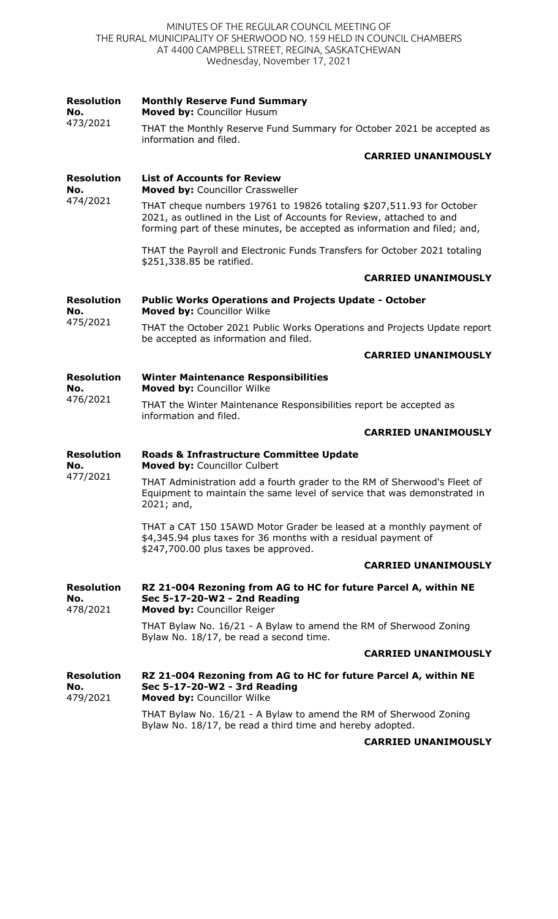**Resolution No. 473/2021** — **Monthly Reserve Fund Summary**
**Moved by:** Councillor Husum

THAT the Monthly Reserve Fund Summary for October 2021 be accepted as information and filed.

**CARRIED UNANIMOUSLY**

**Resolution No. 474/2021** — **List of Accounts for Review**
**Moved by:** Councillor Crassweller

THAT cheque numbers 19761 to 19826 totaling $207,511.93 for October 2021, as outlined in the List of Accounts for Review, attached to and forming part of these minutes, be accepted as information and filed; and,

THAT the Payroll and Electronic Funds Transfers for October 2021 totaling $251,338.85 be ratified.

**CARRIED UNANIMOUSLY**

**Resolution No. 475/2021** — **Public Works Operations and Projects Update - October**
**Moved by:** Councillor Wilke

THAT the October 2021 Public Works Operations and Projects Update report be accepted as information and filed.

**CARRIED UNANIMOUSLY**

**Resolution No. 476/2021** — **Winter Maintenance Responsibilities**
**Moved by:** Councillor Wilke

THAT the Winter Maintenance Responsibilities report be accepted as information and filed.

**CARRIED UNANIMOUSLY**

**Resolution No. 477/2021** — **Roads & Infrastructure Committee Update**
**Moved by:** Councillor Culbert

THAT Administration add a fourth grader to the RM of Sherwood's Fleet of Equipment to maintain the same level of service that was demonstrated in 2021; and,

THAT a CAT 150 15AWD Motor Grader be leased at a monthly payment of $4,345.94 plus taxes for 36 months with a residual payment of $247,700.00 plus taxes be approved.

**CARRIED UNANIMOUSLY**

**Resolution No. 478/2021** — **RZ 21-004 Rezoning from AG to HC for future Parcel A, within NE Sec 5-17-20-W2 - 2nd Reading**
**Moved by:** Councillor Reiger

THAT Bylaw No. 16/21 - A Bylaw to amend the RM of Sherwood Zoning Bylaw No. 18/17, be read a second time.

**CARRIED UNANIMOUSLY**

**Resolution No. 479/2021** — **RZ 21-004 Rezoning from AG to HC for future Parcel A, within NE Sec 5-17-20-W2 - 3rd Reading**
**Moved by:** Councillor Wilke

THAT Bylaw No. 16/21 - A Bylaw to amend the RM of Sherwood Zoning Bylaw No. 18/17, be read a third time and hereby adopted.

**CARRIED UNANIMOUSLY**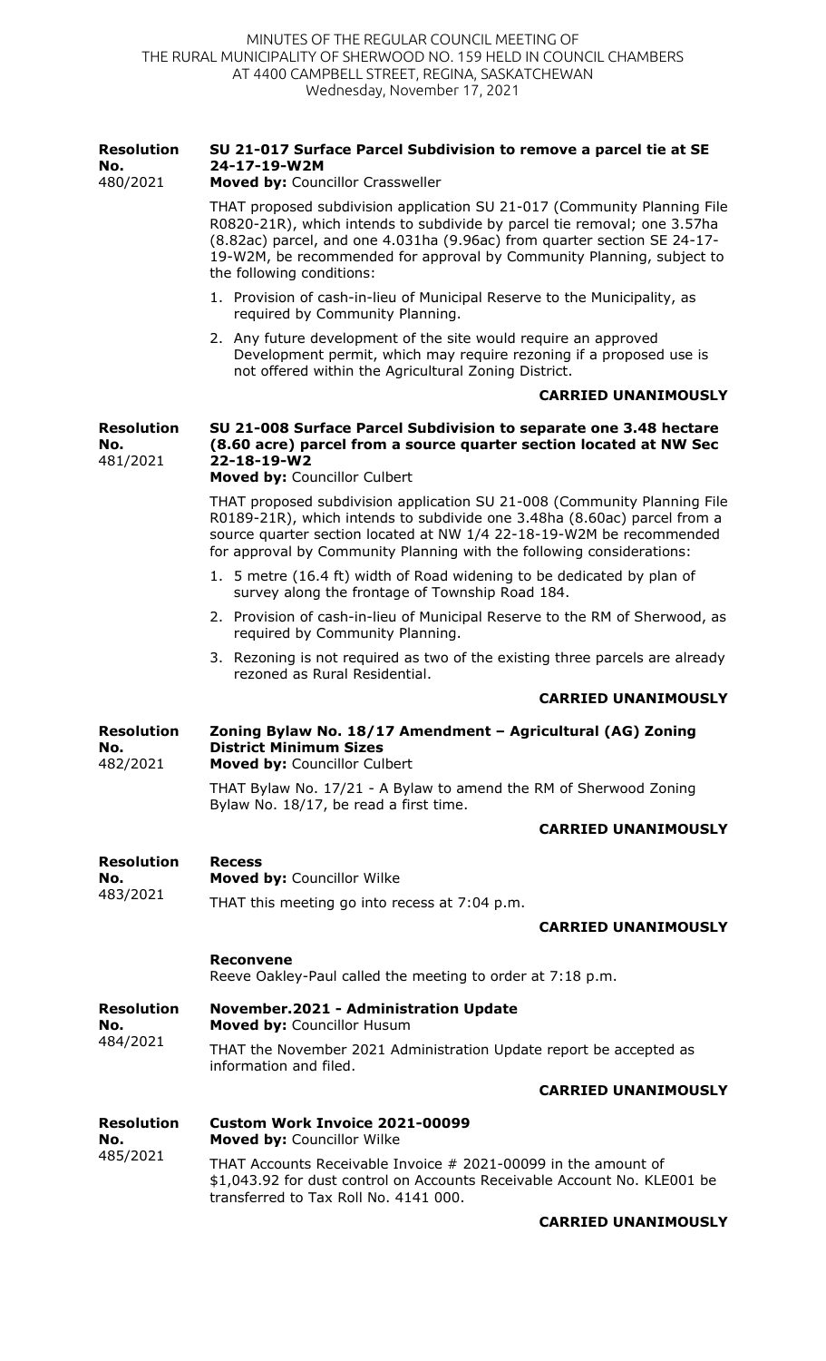**Resolution No. 480/2021**

**SU 21-017 Surface Parcel Subdivision to remove a parcel tie at SE 24-17-19-W2M**

**Moved by:** Councillor Crassweller

THAT proposed subdivision application SU 21-017 (Community Planning File R0820-21R), which intends to subdivide by parcel tie removal; one 3.57ha (8.82ac) parcel, and one 4.031ha (9.96ac) from quarter section SE 24-17-19-W2M, be recommended for approval by Community Planning, subject to the following conditions:

1. Provision of cash-in-lieu of Municipal Reserve to the Municipality, as required by Community Planning.
2. Any future development of the site would require an approved Development permit, which may require rezoning if a proposed use is not offered within the Agricultural Zoning District.

**CARRIED UNANIMOUSLY**

**Resolution No. 481/2021**

**SU 21-008 Surface Parcel Subdivision to separate one 3.48 hectare (8.60 acre) parcel from a source quarter section located at NW Sec 22-18-19-W2**

**Moved by:** Councillor Culbert

THAT proposed subdivision application SU 21-008 (Community Planning File R0189-21R), which intends to subdivide one 3.48ha (8.60ac) parcel from a source quarter section located at NW 1/4 22-18-19-W2M be recommended for approval by Community Planning with the following considerations:

1. 5 metre (16.4 ft) width of Road widening to be dedicated by plan of survey along the frontage of Township Road 184.
2. Provision of cash-in-lieu of Municipal Reserve to the RM of Sherwood, as required by Community Planning.
3. Rezoning is not required as two of the existing three parcels are already rezoned as Rural Residential.

**CARRIED UNANIMOUSLY**

**Resolution No. 482/2021**

**Zoning Bylaw No. 18/17 Amendment – Agricultural (AG) Zoning District Minimum Sizes**

**Moved by:** Councillor Culbert

THAT Bylaw No. 17/21 - A Bylaw to amend the RM of Sherwood Zoning Bylaw No. 18/17, be read a first time.

**CARRIED UNANIMOUSLY**

**Resolution No. 483/2021**

**Recess**

**Moved by:** Councillor Wilke

THAT this meeting go into recess at 7:04 p.m.

**CARRIED UNANIMOUSLY**

**Reconvene**

Reeve Oakley-Paul called the meeting to order at 7:18 p.m.

**Resolution No. 484/2021**

**November.2021 - Administration Update**

**Moved by:** Councillor Husum

THAT the November 2021 Administration Update report be accepted as information and filed.

**CARRIED UNANIMOUSLY**

**Resolution No. 485/2021**

**Custom Work Invoice 2021-00099**

**Moved by:** Councillor Wilke

THAT Accounts Receivable Invoice # 2021-00099 in the amount of $1,043.92 for dust control on Accounts Receivable Account No. KLE001 be transferred to Tax Roll No. 4141 000.

**CARRIED UNANIMOUSLY**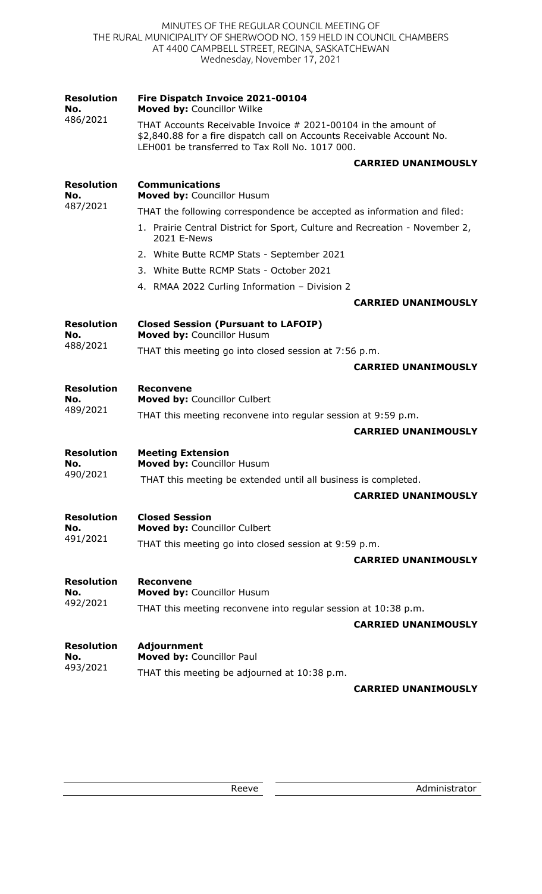| | |
|---|---|
| **Resolution No.** 486/2021 | **Fire Dispatch Invoice 2021-00104**<br>**Moved by:** Councillor Wilke<br>THAT Accounts Receivable Invoice # 2021-00104 in the amount of $2,840.88 for a fire dispatch call on Accounts Receivable Account No. LEH001 be transferred to Tax Roll No. 1017 000.<br>**CARRIED UNANIMOUSLY** |
| **Resolution No.** 487/2021 | **Communications**<br>**Moved by:** Councillor Husum<br>THAT the following correspondence be accepted as information and filed:<br>1. Prairie Central District for Sport, Culture and Recreation - November 2, 2021 E-News<br>2. White Butte RCMP Stats - September 2021<br>3. White Butte RCMP Stats - October 2021<br>4. RMAA 2022 Curling Information – Division 2<br>**CARRIED UNANIMOUSLY** |
| **Resolution No.** 488/2021 | **Closed Session (Pursuant to LAFOIP)**<br>**Moved by:** Councillor Husum<br>THAT this meeting go into closed session at 7:56 p.m.<br>**CARRIED UNANIMOUSLY** |
| **Resolution No.** 489/2021 | **Reconvene**<br>**Moved by:** Councillor Culbert<br>THAT this meeting reconvene into regular session at 9:59 p.m.<br>**CARRIED UNANIMOUSLY** |
| **Resolution No.** 490/2021 | **Meeting Extension**<br>**Moved by:** Councillor Husum<br>THAT this meeting be extended until all business is completed.<br>**CARRIED UNANIMOUSLY** |
| **Resolution No.** 491/2021 | **Closed Session**<br>**Moved by:** Councillor Culbert<br>THAT this meeting go into closed session at 9:59 p.m.<br>**CARRIED UNANIMOUSLY** |
| **Resolution No.** 492/2021 | **Reconvene**<br>**Moved by:** Councillor Husum<br>THAT this meeting reconvene into regular session at 10:38 p.m.<br>**CARRIED UNANIMOUSLY** |
| **Resolution No.** 493/2021 | **Adjournment**<br>**Moved by:** Councillor Paul<br>THAT this meeting be adjourned at 10:38 p.m.<br>**CARRIED UNANIMOUSLY** |

Reeve

Administrator